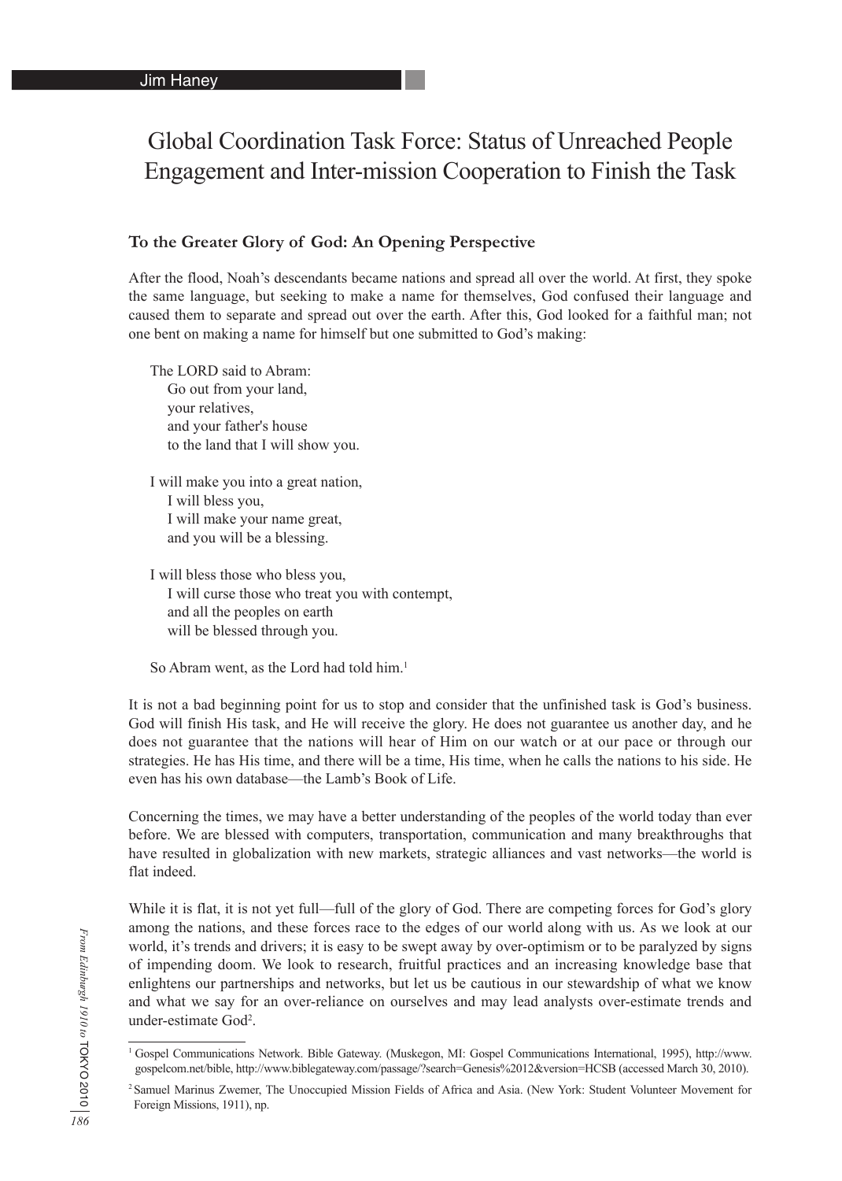Jim Haney

# Global Coordination Task Force: Status of Unreached People Engagement and Inter-mission Cooperation to Finish the Task

## To the Greater Glory of God: An Opening Perspective

After the flood, Noah's descendants became nations and spread all over the world. At first, they spoke the same language, but seeking to make a name for themselves, God confused their language and caused them to separate and spread out over the earth. After this, God looked for a faithful man; not one bent on making a name for himself but one submitted to God's making:

> The LORD said to Abram:
> Go out from your land,
> your relatives,
> and your father's house
> to the land that I will show you.
>
> I will make you into a great nation,
> I will bless you,
> I will make your name great,
> and you will be a blessing.
>
> I will bless those who bless you,
> I will curse those who treat you with contempt,
> and all the peoples on earth
> will be blessed through you.
>
> So Abram went, as the Lord had told him.[1]

It is not a bad beginning point for us to stop and consider that the unfinished task is God's business. God will finish His task, and He will receive the glory. He does not guarantee us another day, and he does not guarantee that the nations will hear of Him on our watch or at our pace or through our strategies. He has His time, and there will be a time, His time, when he calls the nations to his side. He even has his own database—the Lamb's Book of Life.

Concerning the times, we may have a better understanding of the peoples of the world today than ever before. We are blessed with computers, transportation, communication and many breakthroughs that have resulted in globalization with new markets, strategic alliances and vast networks—the world is flat indeed.

While it is flat, it is not yet full—full of the glory of God. There are competing forces for God's glory among the nations, and these forces race to the edges of our world along with us. As we look at our world, it's trends and drivers; it is easy to be swept away by over-optimism or to be paralyzed by signs of impending doom. We look to research, fruitful practices and an increasing knowledge base that enlightens our partnerships and networks, but let us be cautious in our stewardship of what we know and what we say for an over-reliance on ourselves and may lead analysts over-estimate trends and under-estimate God[2].

---

[1] Gospel Communications Network. Bible Gateway. (Muskegon, MI: Gospel Communications International, 1995), http://www.gospelcom.net/bible, http://www.biblegateway.com/passage/?search=Genesis%2012&version=HCSB (accessed March 30, 2010).

[2] Samuel Marinus Zwemer, The Unoccupied Mission Fields of Africa and Asia. (New York: Student Volunteer Movement for Foreign Missions, 1911), np.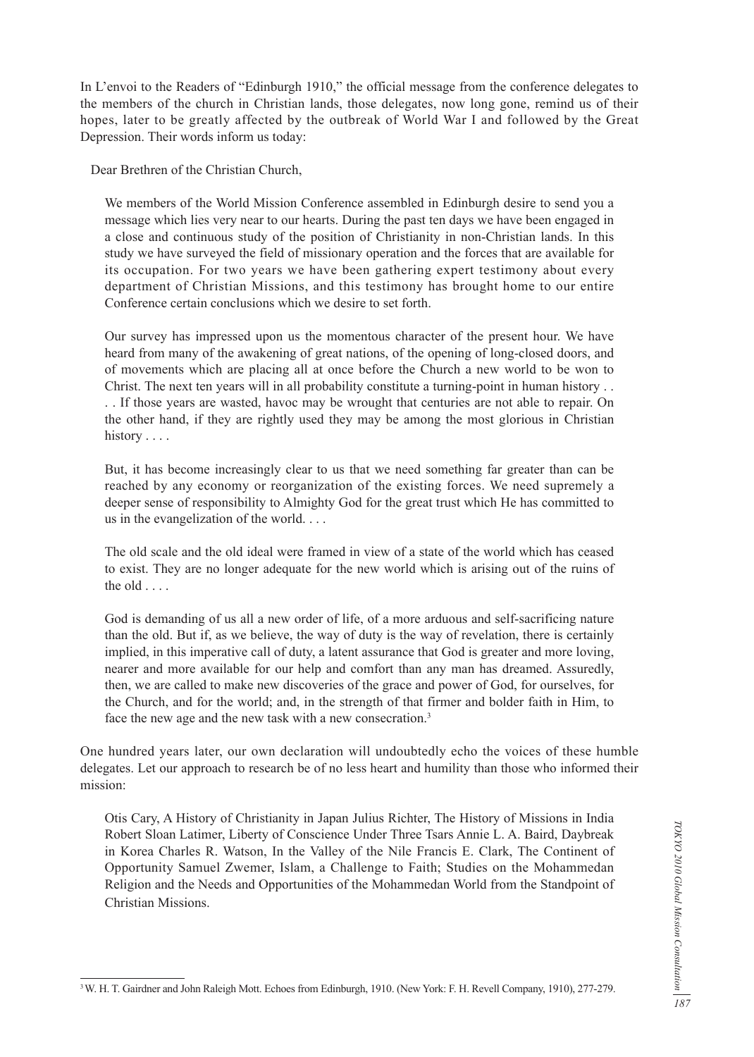In L'envoi to the Readers of "Edinburgh 1910," the official message from the conference delegates to the members of the church in Christian lands, those delegates, now long gone, remind us of their hopes, later to be greatly affected by the outbreak of World War I and followed by the Great Depression. Their words inform us today:

Dear Brethren of the Christian Church,

> We members of the World Mission Conference assembled in Edinburgh desire to send you a message which lies very near to our hearts. During the past ten days we have been engaged in a close and continuous study of the position of Christianity in non-Christian lands. In this study we have surveyed the field of missionary operation and the forces that are available for its occupation. For two years we have been gathering expert testimony about every department of Christian Missions, and this testimony has brought home to our entire Conference certain conclusions which we desire to set forth.
>
> Our survey has impressed upon us the momentous character of the present hour. We have heard from many of the awakening of great nations, of the opening of long-closed doors, and of movements which are placing all at once before the Church a new world to be won to Christ. The next ten years will in all probability constitute a turning-point in human history . . . . If those years are wasted, havoc may be wrought that centuries are not able to repair. On the other hand, if they are rightly used they may be among the most glorious in Christian history . . . .
>
> But, it has become increasingly clear to us that we need something far greater than can be reached by any economy or reorganization of the existing forces. We need supremely a deeper sense of responsibility to Almighty God for the great trust which He has committed to us in the evangelization of the world. . . .
>
> The old scale and the old ideal were framed in view of a state of the world which has ceased to exist. They are no longer adequate for the new world which is arising out of the ruins of the old . . . .
>
> God is demanding of us all a new order of life, of a more arduous and self-sacrificing nature than the old. But if, as we believe, the way of duty is the way of revelation, there is certainly implied, in this imperative call of duty, a latent assurance that God is greater and more loving, nearer and more available for our help and comfort than any man has dreamed. Assuredly, then, we are called to make new discoveries of the grace and power of God, for ourselves, for the Church, and for the world; and, in the strength of that firmer and bolder faith in Him, to face the new age and the new task with a new consecration.[3]

One hundred years later, our own declaration will undoubtedly echo the voices of these humble delegates. Let our approach to research be of no less heart and humility than those who informed their mission:

> Otis Cary, A History of Christianity in Japan Julius Richter, The History of Missions in India Robert Sloan Latimer, Liberty of Conscience Under Three Tsars Annie L. A. Baird, Daybreak in Korea Charles R. Watson, In the Valley of the Nile Francis E. Clark, The Continent of Opportunity Samuel Zwemer, Islam, a Challenge to Faith; Studies on the Mohammedan Religion and the Needs and Opportunities of the Mohammedan World from the Standpoint of Christian Missions.

---

[3] W. H. T. Gairdner and John Raleigh Mott. Echoes from Edinburgh, 1910. (New York: F. H. Revell Company, 1910), 277-279.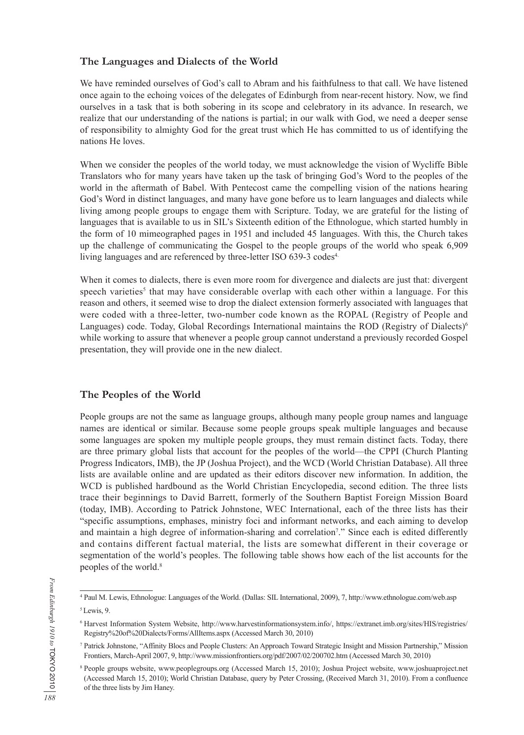### The Languages and Dialects of the World

We have reminded ourselves of God's call to Abram and his faithfulness to that call. We have listened once again to the echoing voices of the delegates of Edinburgh from near-recent history. Now, we find ourselves in a task that is both sobering in its scope and celebratory in its advance. In research, we realize that our understanding of the nations is partial; in our walk with God, we need a deeper sense of responsibility to almighty God for the great trust which He has committed to us of identifying the nations He loves.

When we consider the peoples of the world today, we must acknowledge the vision of Wycliffe Bible Translators who for many years have taken up the task of bringing God's Word to the peoples of the world in the aftermath of Babel. With Pentecost came the compelling vision of the nations hearing God's Word in distinct languages, and many have gone before us to learn languages and dialects while living among people groups to engage them with Scripture. Today, we are grateful for the listing of languages that is available to us in SIL's Sixteenth edition of the Ethnologue, which started humbly in the form of 10 mimeographed pages in 1951 and included 45 languages. With this, the Church takes up the challenge of communicating the Gospel to the people groups of the world who speak 6,909 living languages and are referenced by three-letter ISO 639-3 codes[4].

When it comes to dialects, there is even more room for divergence and dialects are just that: divergent speech varieties[5] that may have considerable overlap with each other within a language. For this reason and others, it seemed wise to drop the dialect extension formerly associated with languages that were coded with a three-letter, two-number code known as the ROPAL (Registry of People and Languages) code. Today, Global Recordings International maintains the ROD (Registry of Dialects)[6] while working to assure that whenever a people group cannot understand a previously recorded Gospel presentation, they will provide one in the new dialect.

### The Peoples of the World

People groups are not the same as language groups, although many people group names and language names are identical or similar. Because some people groups speak multiple languages and because some languages are spoken my multiple people groups, they must remain distinct facts. Today, there are three primary global lists that account for the peoples of the world—the CPPI (Church Planting Progress Indicators, IMB), the JP (Joshua Project), and the WCD (World Christian Database). All three lists are available online and are updated as their editors discover new information. In addition, the WCD is published hardbound as the World Christian Encyclopedia, second edition. The three lists trace their beginnings to David Barrett, formerly of the Southern Baptist Foreign Mission Board (today, IMB). According to Patrick Johnstone, WEC International, each of the three lists has their "specific assumptions, emphases, ministry foci and informant networks, and each aiming to develop and maintain a high degree of information-sharing and correlation[7]." Since each is edited differently and contains different factual material, the lists are somewhat different in their coverage or segmentation of the world's peoples. The following table shows how each of the list accounts for the peoples of the world.[8]

---

[4] Paul M. Lewis, Ethnologue: Languages of the World. (Dallas: SIL International, 2009), 7, http://www.ethnologue.com/web.asp

[5] Lewis, 9.

[6] Harvest Information System Website, http://www.harvestinformationsystem.info/, https://extranet.imb.org/sites/HIS/registries/Registry%20of%20Dialects/Forms/AllItems.aspx (Accessed March 30, 2010)

[7] Patrick Johnstone, "Affinity Blocs and People Clusters: An Approach Toward Strategic Insight and Mission Partnership," Mission Frontiers, March-April 2007, 9, http://www.missionfrontiers.org/pdf/2007/02/200702.htm (Accessed March 30, 2010)

[8] People groups website, www.peoplegroups.org (Accessed March 15, 2010); Joshua Project website, www.joshuaproject.net (Accessed March 15, 2010); World Christian Database, query by Peter Crossing, (Received March 31, 2010). From a confluence of the three lists by Jim Haney.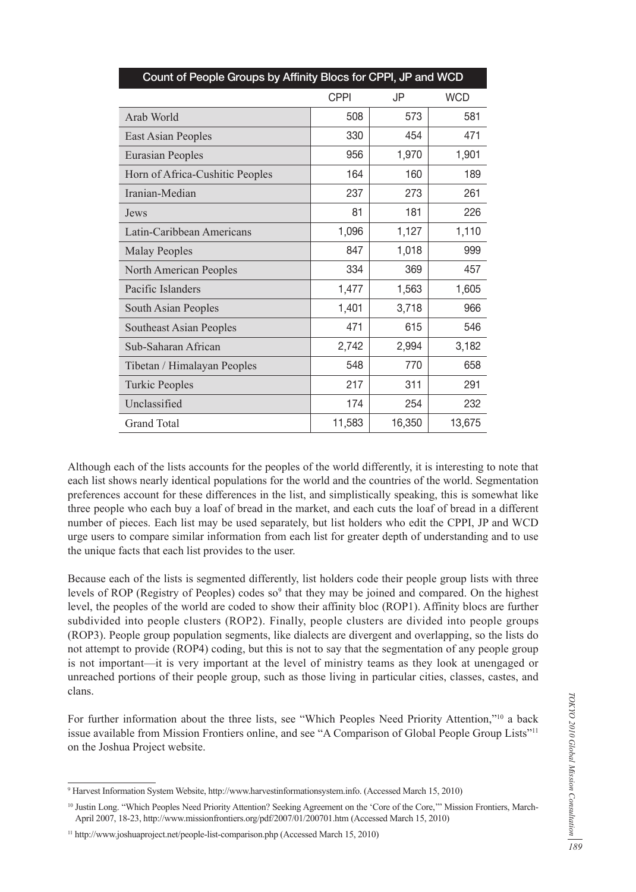| Count of People Groups by Affinity Blocs for CPPI, JP and WCD | | | |
|---|---|---|---|
| | CPPI | JP | WCD |
| Arab World | 508 | 573 | 581 |
| East Asian Peoples | 330 | 454 | 471 |
| Eurasian Peoples | 956 | 1,970 | 1,901 |
| Horn of Africa-Cushitic Peoples | 164 | 160 | 189 |
| Iranian-Median | 237 | 273 | 261 |
| Jews | 81 | 181 | 226 |
| Latin-Caribbean Americans | 1,096 | 1,127 | 1,110 |
| Malay Peoples | 847 | 1,018 | 999 |
| North American Peoples | 334 | 369 | 457 |
| Pacific Islanders | 1,477 | 1,563 | 1,605 |
| South Asian Peoples | 1,401 | 3,718 | 966 |
| Southeast Asian Peoples | 471 | 615 | 546 |
| Sub-Saharan African | 2,742 | 2,994 | 3,182 |
| Tibetan / Himalayan Peoples | 548 | 770 | 658 |
| Turkic Peoples | 217 | 311 | 291 |
| Unclassified | 174 | 254 | 232 |
| Grand Total | 11,583 | 16,350 | 13,675 |

Although each of the lists accounts for the peoples of the world differently, it is interesting to note that each list shows nearly identical populations for the world and the countries of the world. Segmentation preferences account for these differences in the list, and simplistically speaking, this is somewhat like three people who each buy a loaf of bread in the market, and each cuts the loaf of bread in a different number of pieces. Each list may be used separately, but list holders who edit the CPPI, JP and WCD urge users to compare similar information from each list for greater depth of understanding and to use the unique facts that each list provides to the user.

Because each of the lists is segmented differently, list holders code their people group lists with three levels of ROP (Registry of Peoples) codes so[9] that they may be joined and compared. On the highest level, the peoples of the world are coded to show their affinity bloc (ROP1). Affinity blocs are further subdivided into people clusters (ROP2). Finally, people clusters are divided into people groups (ROP3). People group population segments, like dialects are divergent and overlapping, so the lists do not attempt to provide (ROP4) coding, but this is not to say that the segmentation of any people group is not important—it is very important at the level of ministry teams as they look at unengaged or unreached portions of their people group, such as those living in particular cities, classes, castes, and clans.

For further information about the three lists, see "Which Peoples Need Priority Attention,"[10] a back issue available from Mission Frontiers online, and see "A Comparison of Global People Group Lists"[11] on the Joshua Project website.

---

[9] Harvest Information System Website, http://www.harvestinformationsystem.info. (Accessed March 15, 2010)

[10] Justin Long. "Which Peoples Need Priority Attention? Seeking Agreement on the 'Core of the Core,'" Mission Frontiers, March-April 2007, 18-23, http://www.missionfrontiers.org/pdf/2007/01/200701.htm (Accessed March 15, 2010)

[11] http://www.joshuaproject.net/people-list-comparison.php (Accessed March 15, 2010)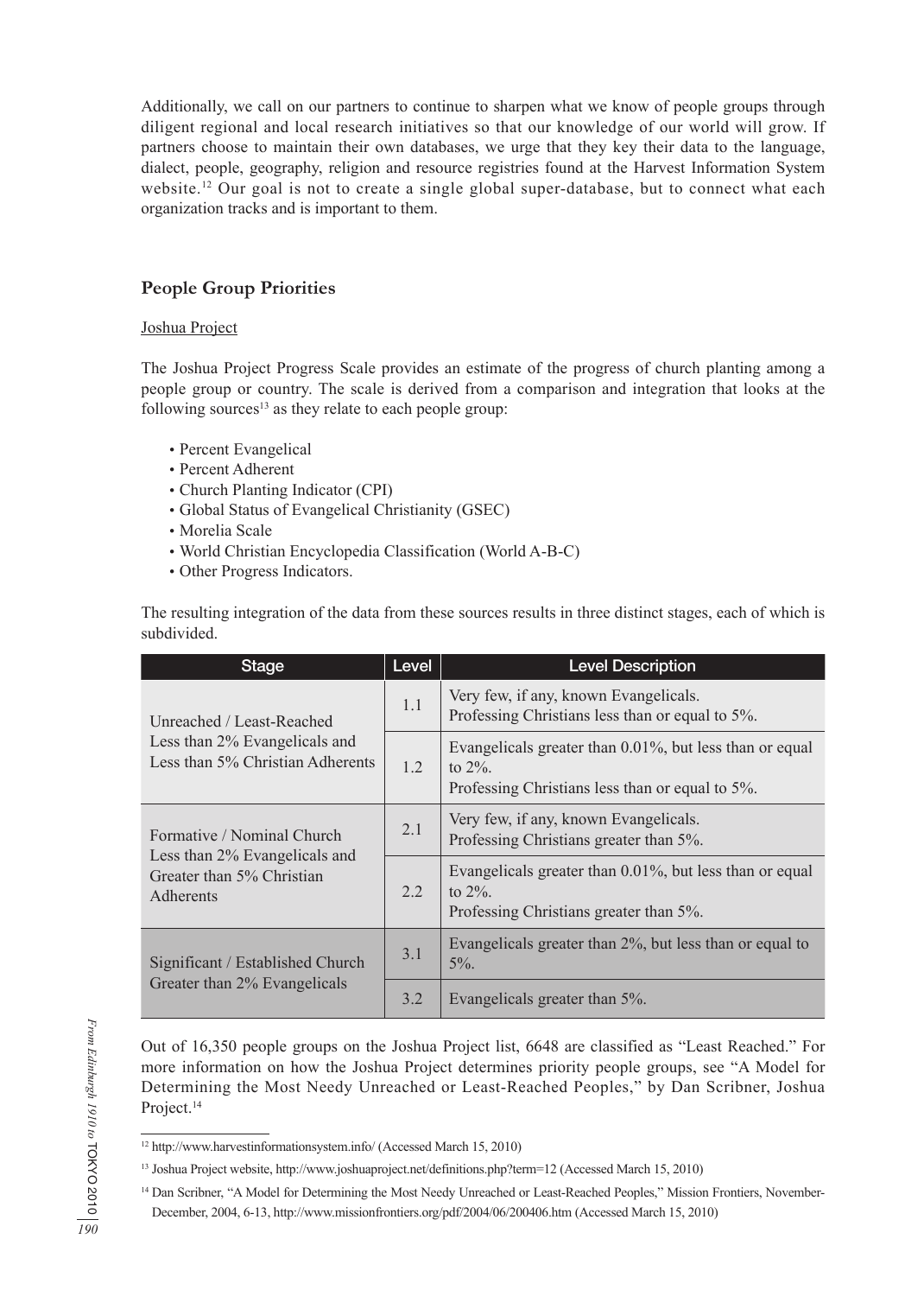Additionally, we call on our partners to continue to sharpen what we know of people groups through diligent regional and local research initiatives so that our knowledge of our world will grow. If partners choose to maintain their own databases, we urge that they key their data to the language, dialect, people, geography, religion and resource registries found at the Harvest Information System website.[12] Our goal is not to create a single global super-database, but to connect what each organization tracks and is important to them.

## People Group Priorities

Joshua Project

The Joshua Project Progress Scale provides an estimate of the progress of church planting among a people group or country. The scale is derived from a comparison and integration that looks at the following sources[13] as they relate to each people group:

- Percent Evangelical
- Percent Adherent
- Church Planting Indicator (CPI)
- Global Status of Evangelical Christianity (GSEC)
- Morelia Scale
- World Christian Encyclopedia Classification (World A-B-C)
- Other Progress Indicators.

The resulting integration of the data from these sources results in three distinct stages, each of which is subdivided.

| Stage | Level | Level Description |
|---|---|---|
| Unreached / Least-Reached<br>Less than 2% Evangelicals and Less than 5% Christian Adherents | 1.1 | Very few, if any, known Evangelicals.<br>Professing Christians less than or equal to 5%. |
| | 1.2 | Evangelicals greater than 0.01%, but less than or equal to 2%.<br>Professing Christians less than or equal to 5%. |
| Formative / Nominal Church<br>Less than 2% Evangelicals and Greater than 5% Christian Adherents | 2.1 | Very few, if any, known Evangelicals.<br>Professing Christians greater than 5%. |
| | 2.2 | Evangelicals greater than 0.01%, but less than or equal to 2%.<br>Professing Christians greater than 5%. |
| Significant / Established Church<br>Greater than 2% Evangelicals | 3.1 | Evangelicals greater than 2%, but less than or equal to 5%. |
| | 3.2 | Evangelicals greater than 5%. |

Out of 16,350 people groups on the Joshua Project list, 6648 are classified as "Least Reached." For more information on how the Joshua Project determines priority people groups, see "A Model for Determining the Most Needy Unreached or Least-Reached Peoples," by Dan Scribner, Joshua Project.[14]

---

[12] http://www.harvestinformationsystem.info/ (Accessed March 15, 2010)

[13] Joshua Project website, http://www.joshuaproject.net/definitions.php?term=12 (Accessed March 15, 2010)

[14] Dan Scribner, "A Model for Determining the Most Needy Unreached or Least-Reached Peoples," Mission Frontiers, November-December, 2004, 6-13, http://www.missionfrontiers.org/pdf/2004/06/200406.htm (Accessed March 15, 2010)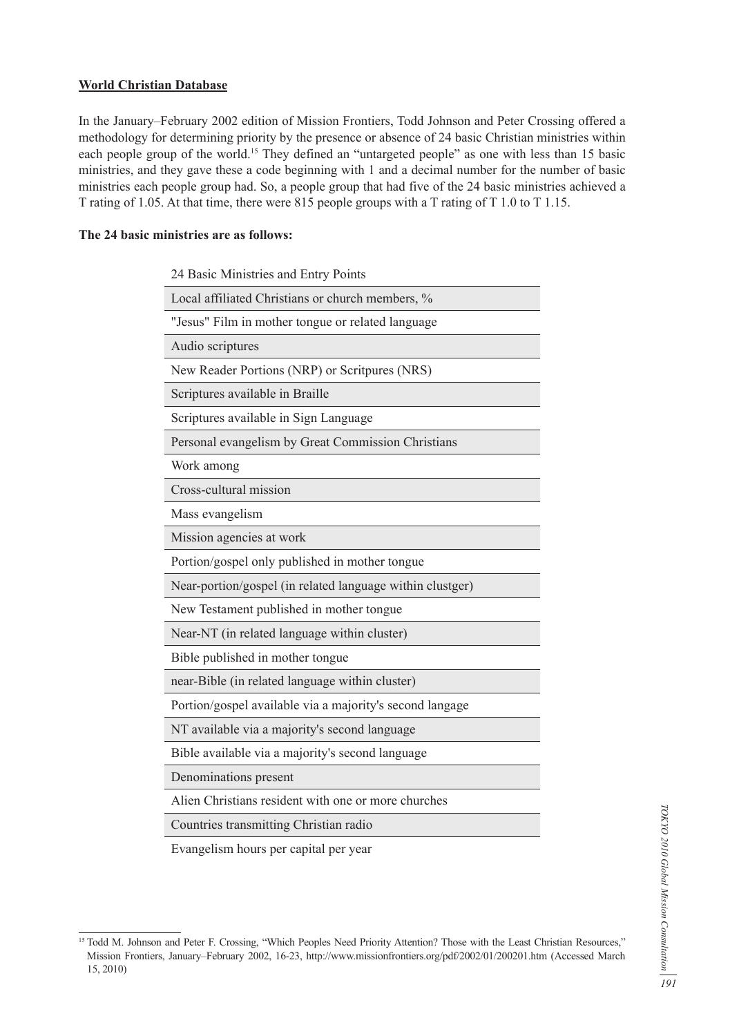**World Christian Database**

In the January–February 2002 edition of Mission Frontiers, Todd Johnson and Peter Crossing offered a methodology for determining priority by the presence or absence of 24 basic Christian ministries within each people group of the world.[15] They defined an "untargeted people" as one with less than 15 basic ministries, and they gave these a code beginning with 1 and a decimal number for the number of basic ministries each people group had. So, a people group that had five of the 24 basic ministries achieved a T rating of 1.05. At that time, there were 815 people groups with a T rating of T 1.0 to T 1.15.

**The 24 basic ministries are as follows:**

| 24 Basic Ministries and Entry Points |
|---|
| Local affiliated Christians or church members, % |
| "Jesus" Film in mother tongue or related language |
| Audio scriptures |
| New Reader Portions (NRP) or Scritpures (NRS) |
| Scriptures available in Braille |
| Scriptures available in Sign Language |
| Personal evangelism by Great Commission Christians |
| Work among |
| Cross-cultural mission |
| Mass evangelism |
| Mission agencies at work |
| Portion/gospel only published in mother tongue |
| Near-portion/gospel (in related language within clustger) |
| New Testament published in mother tongue |
| Near-NT (in related language within cluster) |
| Bible published in mother tongue |
| near-Bible (in related language within cluster) |
| Portion/gospel available via a majority's second langage |
| NT available via a majority's second language |
| Bible available via a majority's second language |
| Denominations present |
| Alien Christians resident with one or more churches |
| Countries transmitting Christian radio |
| Evangelism hours per capital per year |

[15] Todd M. Johnson and Peter F. Crossing, "Which Peoples Need Priority Attention? Those with the Least Christian Resources," Mission Frontiers, January–February 2002, 16-23, http://www.missionfrontiers.org/pdf/2002/01/200201.htm (Accessed March 15, 2010)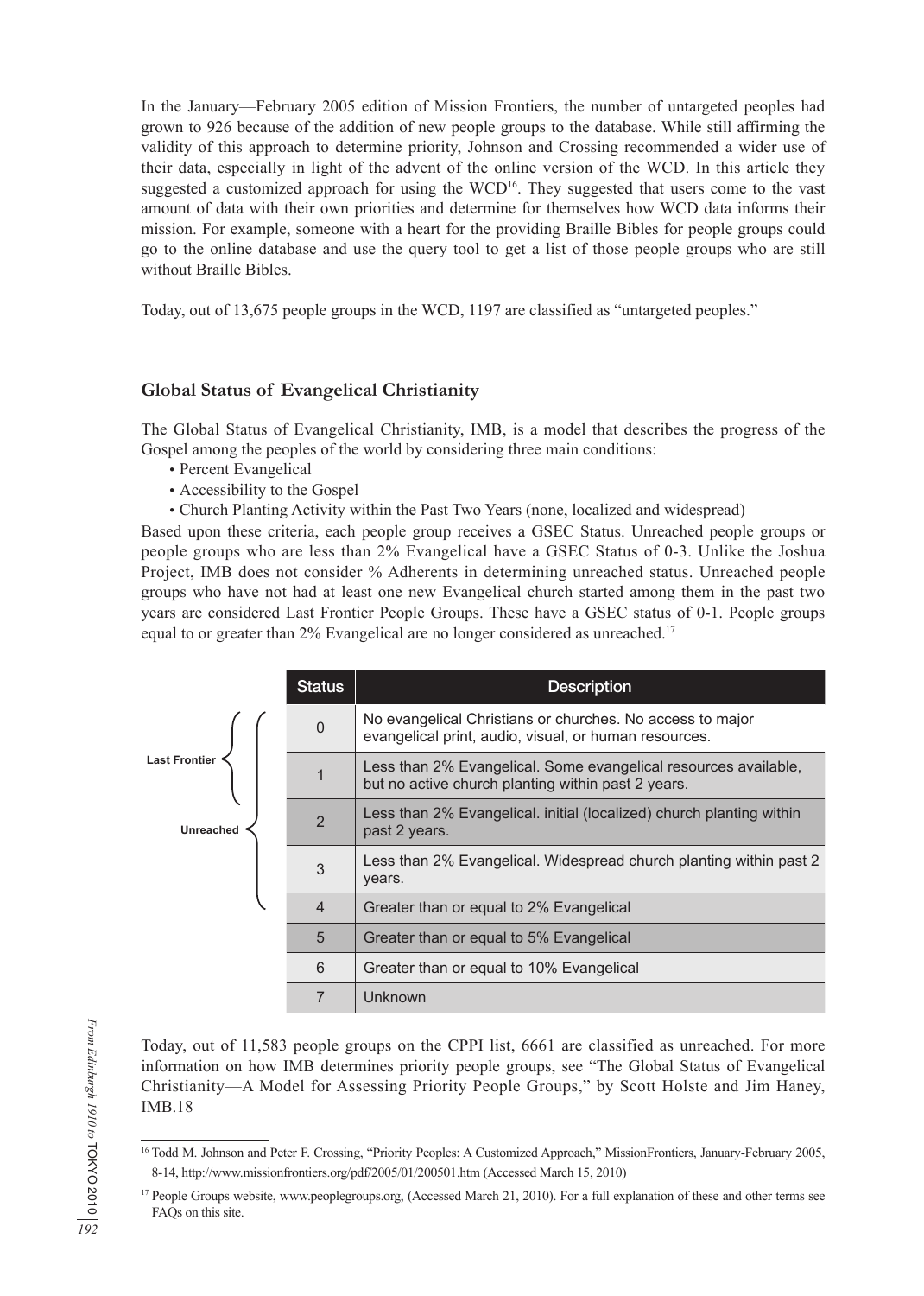In the January—February 2005 edition of Mission Frontiers, the number of untargeted peoples had grown to 926 because of the addition of new people groups to the database. While still affirming the validity of this approach to determine priority, Johnson and Crossing recommended a wider use of their data, especially in light of the advent of the online version of the WCD. In this article they suggested a customized approach for using the WCD[16]. They suggested that users come to the vast amount of data with their own priorities and determine for themselves how WCD data informs their mission. For example, someone with a heart for the providing Braille Bibles for people groups could go to the online database and use the query tool to get a list of those people groups who are still without Braille Bibles.

Today, out of 13,675 people groups in the WCD, 1197 are classified as "untargeted peoples."

### Global Status of Evangelical Christianity

The Global Status of Evangelical Christianity, IMB, is a model that describes the progress of the Gospel among the peoples of the world by considering three main conditions:

- Percent Evangelical
- Accessibility to the Gospel
- Church Planting Activity within the Past Two Years (none, localized and widespread)

Based upon these criteria, each people group receives a GSEC Status. Unreached people groups or people groups who are less than 2% Evangelical have a GSEC Status of 0-3. Unlike the Joshua Project, IMB does not consider % Adherents in determining unreached status. Unreached people groups who have not had at least one new Evangelical church started among them in the past two years are considered Last Frontier People Groups. These have a GSEC status of 0-1. People groups equal to or greater than 2% Evangelical are no longer considered as unreached.[17]

| | Status | Description |
|---|---|---|
| Last Frontier / Unreached | 0 | No evangelical Christians or churches. No access to major evangelical print, audio, visual, or human resources. |
| Last Frontier / Unreached | 1 | Less than 2% Evangelical. Some evangelical resources available, but no active church planting within past 2 years. |
| Unreached | 2 | Less than 2% Evangelical. initial (localized) church planting within past 2 years. |
| Unreached | 3 | Less than 2% Evangelical. Widespread church planting within past 2 years. |
| | 4 | Greater than or equal to 2% Evangelical |
| | 5 | Greater than or equal to 5% Evangelical |
| | 6 | Greater than or equal to 10% Evangelical |
| | 7 | Unknown |

Today, out of 11,583 people groups on the CPPI list, 6661 are classified as unreached. For more information on how IMB determines priority people groups, see "The Global Status of Evangelical Christianity—A Model for Assessing Priority People Groups," by Scott Holste and Jim Haney, IMB.18

---

[16] Todd M. Johnson and Peter F. Crossing, "Priority Peoples: A Customized Approach," MissionFrontiers, January-February 2005, 8-14, http://www.missionfrontiers.org/pdf/2005/01/200501.htm (Accessed March 15, 2010)

[17] People Groups website, www.peoplegroups.org, (Accessed March 21, 2010). For a full explanation of these and other terms see FAQs on this site.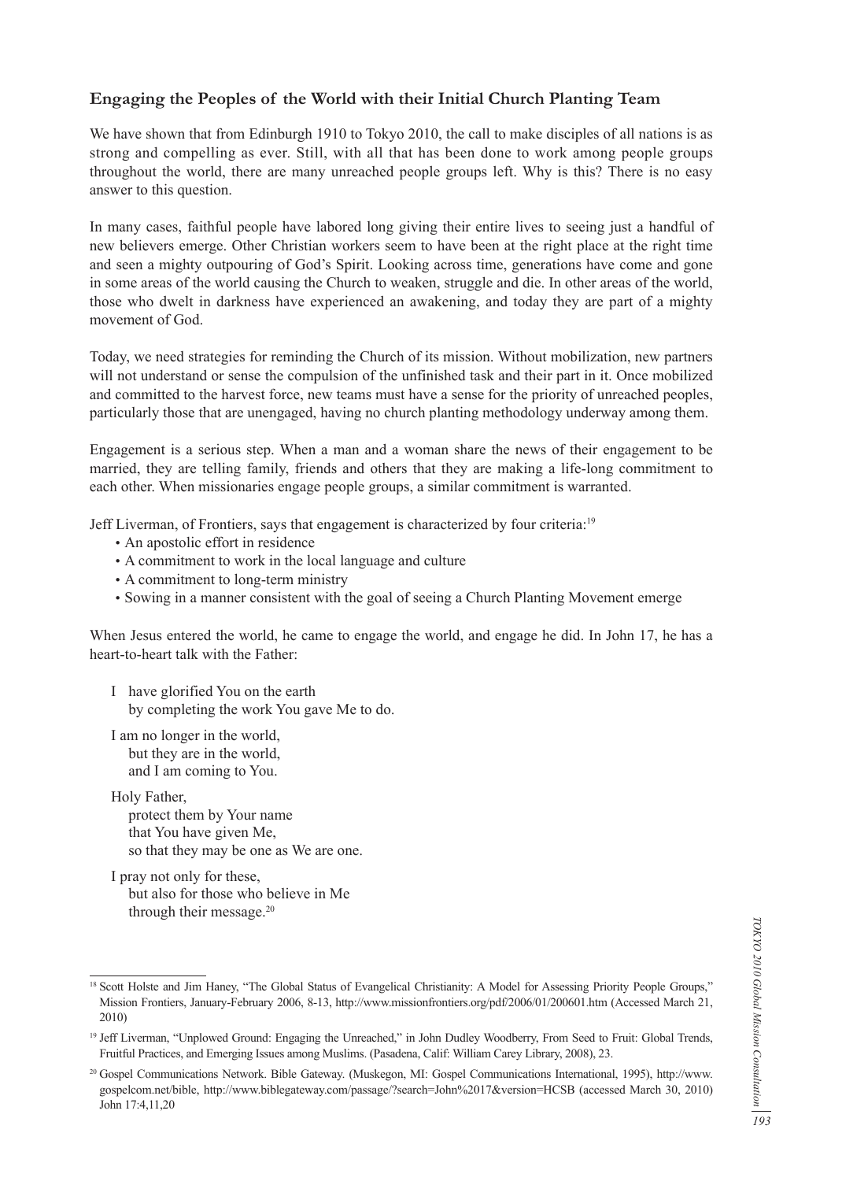### Engaging the Peoples of the World with their Initial Church Planting Team

We have shown that from Edinburgh 1910 to Tokyo 2010, the call to make disciples of all nations is as strong and compelling as ever. Still, with all that has been done to work among people groups throughout the world, there are many unreached people groups left. Why is this? There is no easy answer to this question.

In many cases, faithful people have labored long giving their entire lives to seeing just a handful of new believers emerge. Other Christian workers seem to have been at the right place at the right time and seen a mighty outpouring of God's Spirit. Looking across time, generations have come and gone in some areas of the world causing the Church to weaken, struggle and die. In other areas of the world, those who dwelt in darkness have experienced an awakening, and today they are part of a mighty movement of God.

Today, we need strategies for reminding the Church of its mission. Without mobilization, new partners will not understand or sense the compulsion of the unfinished task and their part in it. Once mobilized and committed to the harvest force, new teams must have a sense for the priority of unreached peoples, particularly those that are unengaged, having no church planting methodology underway among them.

Engagement is a serious step. When a man and a woman share the news of their engagement to be married, they are telling family, friends and others that they are making a life-long commitment to each other. When missionaries engage people groups, a similar commitment is warranted.

Jeff Liverman, of Frontiers, says that engagement is characterized by four criteria:[19]

- An apostolic effort in residence
- A commitment to work in the local language and culture
- A commitment to long-term ministry
- Sowing in a manner consistent with the goal of seeing a Church Planting Movement emerge

When Jesus entered the world, he came to engage the world, and engage he did. In John 17, he has a heart-to-heart talk with the Father:

I have glorified You on the earth
by completing the work You gave Me to do.

I am no longer in the world,
but they are in the world,
and I am coming to You.

Holy Father,
protect them by Your name
that You have given Me,
so that they may be one as We are one.

I pray not only for these,
but also for those who believe in Me
through their message.[20]

---

[18] Scott Holste and Jim Haney, "The Global Status of Evangelical Christianity: A Model for Assessing Priority People Groups," Mission Frontiers, January-February 2006, 8-13, http://www.missionfrontiers.org/pdf/2006/01/200601.htm (Accessed March 21, 2010)

[19] Jeff Liverman, "Unplowed Ground: Engaging the Unreached," in John Dudley Woodberry, From Seed to Fruit: Global Trends, Fruitful Practices, and Emerging Issues among Muslims. (Pasadena, Calif: William Carey Library, 2008), 23.

[20] Gospel Communications Network. Bible Gateway. (Muskegon, MI: Gospel Communications International, 1995), http://www.gospelcom.net/bible, http://www.biblegateway.com/passage/?search=John%2017&version=HCSB (accessed March 30, 2010) John 17:4,11,20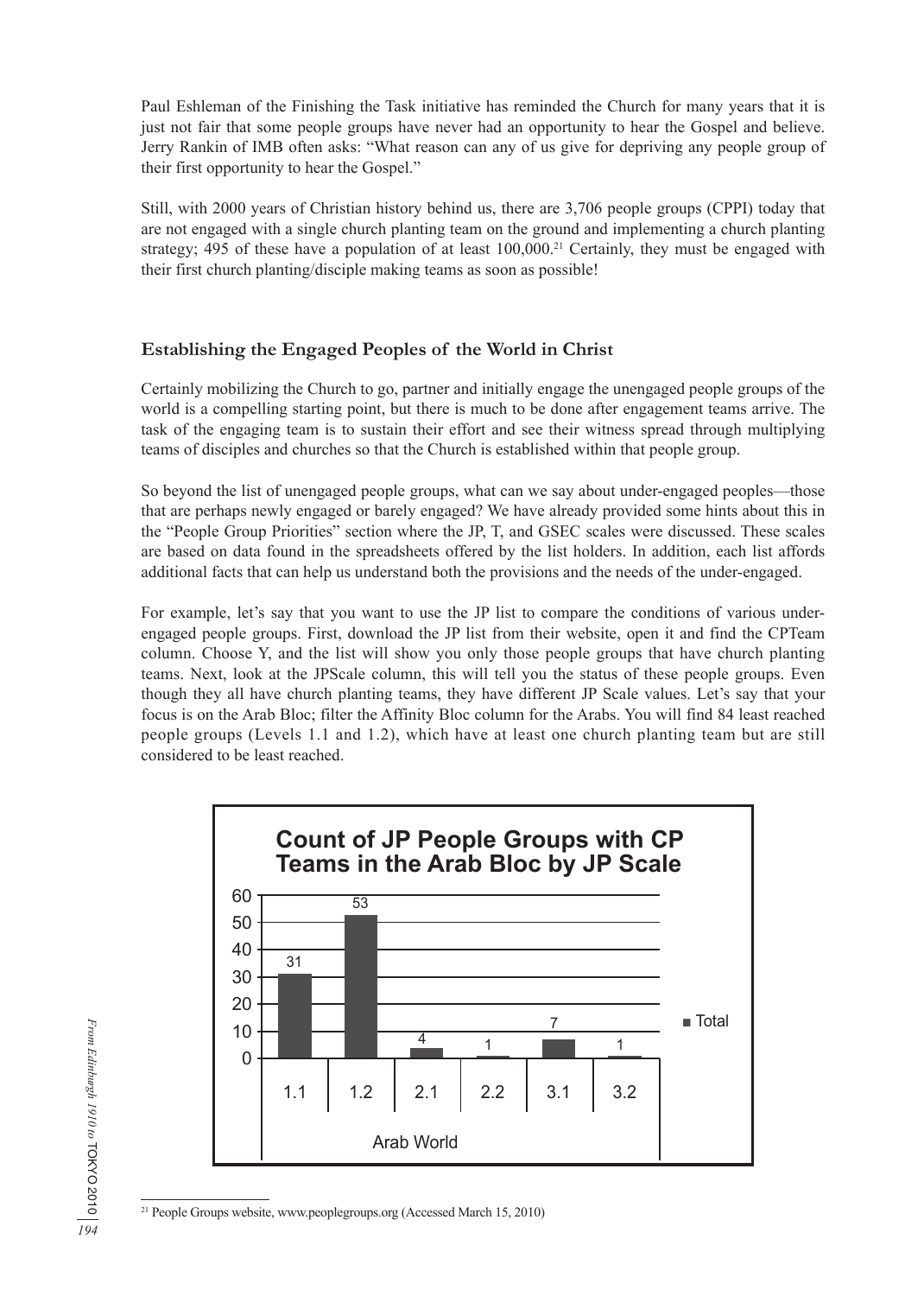Paul Eshleman of the Finishing the Task initiative has reminded the Church for many years that it is just not fair that some people groups have never had an opportunity to hear the Gospel and believe. Jerry Rankin of IMB often asks: "What reason can any of us give for depriving any people group of their first opportunity to hear the Gospel."

Still, with 2000 years of Christian history behind us, there are 3,706 people groups (CPPI) today that are not engaged with a single church planting team on the ground and implementing a church planting strategy; 495 of these have a population of at least 100,000.[21] Certainly, they must be engaged with their first church planting/disciple making teams as soon as possible!

## Establishing the Engaged Peoples of the World in Christ

Certainly mobilizing the Church to go, partner and initially engage the unengaged people groups of the world is a compelling starting point, but there is much to be done after engagement teams arrive. The task of the engaging team is to sustain their effort and see their witness spread through multiplying teams of disciples and churches so that the Church is established within that people group.

So beyond the list of unengaged people groups, what can we say about under-engaged peoples—those that are perhaps newly engaged or barely engaged? We have already provided some hints about this in the "People Group Priorities" section where the JP, T, and GSEC scales were discussed. These scales are based on data found in the spreadsheets offered by the list holders. In addition, each list affords additional facts that can help us understand both the provisions and the needs of the under-engaged.

For example, let's say that you want to use the JP list to compare the conditions of various under-engaged people groups. First, download the JP list from their website, open it and find the CPTeam column. Choose Y, and the list will show you only those people groups that have church planting teams. Next, look at the JPScale column, this will tell you the status of these people groups. Even though they all have church planting teams, they have different JP Scale values. Let's say that your focus is on the Arab Bloc; filter the Affinity Bloc column for the Arabs. You will find 84 least reached people groups (Levels 1.1 and 1.2), which have at least one church planting team but are still considered to be least reached.

**Count of JP People Groups with CP Teams in the Arab Bloc by JP Scale**

| Arab World | 1.1 | 1.2 | 2.1 | 2.2 | 3.1 | 3.2 |
|---|---|---|---|---|---|---|
| Total | 31 | 53 | 4 | 1 | 7 | 1 |

[21] People Groups website, www.peoplegroups.org (Accessed March 15, 2010)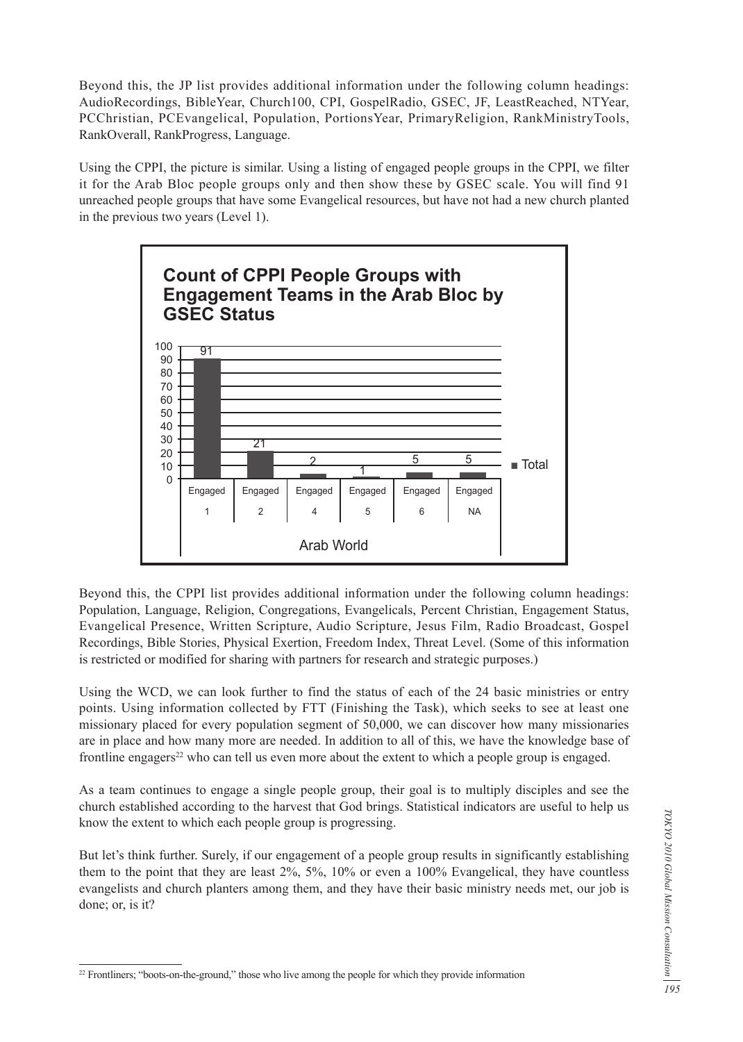Beyond this, the JP list provides additional information under the following column headings: AudioRecordings, BibleYear, Church100, CPI, GospelRadio, GSEC, JF, LeastReached, NTYear, PCChristian, PCEvangelical, Population, PortionsYear, PrimaryReligion, RankMinistryTools, RankOverall, RankProgress, Language.

Using the CPPI, the picture is similar. Using a listing of engaged people groups in the CPPI, we filter it for the Arab Bloc people groups only and then show these by GSEC scale. You will find 91 unreached people groups that have some Evangelical resources, but have not had a new church planted in the previous two years (Level 1).

**Count of CPPI People Groups with Engagement Teams in the Arab Bloc by GSEC Status**

| Arab World | Engaged 1 | Engaged 2 | Engaged 4 | Engaged 5 | Engaged 6 | Engaged NA |
|---|---|---|---|---|---|---|
| Total | 91 | 21 | 2 | 1 | 5 | 5 |

Beyond this, the CPPI list provides additional information under the following column headings: Population, Language, Religion, Congregations, Evangelicals, Percent Christian, Engagement Status, Evangelical Presence, Written Scripture, Audio Scripture, Jesus Film, Radio Broadcast, Gospel Recordings, Bible Stories, Physical Exertion, Freedom Index, Threat Level. (Some of this information is restricted or modified for sharing with partners for research and strategic purposes.)

Using the WCD, we can look further to find the status of each of the 24 basic ministries or entry points. Using information collected by FTT (Finishing the Task), which seeks to see at least one missionary placed for every population segment of 50,000, we can discover how many missionaries are in place and how many more are needed. In addition to all of this, we have the knowledge base of frontline engagers[22] who can tell us even more about the extent to which a people group is engaged.

As a team continues to engage a single people group, their goal is to multiply disciples and see the church established according to the harvest that God brings. Statistical indicators are useful to help us know the extent to which each people group is progressing.

But let's think further. Surely, if our engagement of a people group results in significantly establishing them to the point that they are least 2%, 5%, 10% or even a 100% Evangelical, they have countless evangelists and church planters among them, and they have their basic ministry needs met, our job is done; or, is it?

[22] Frontliners; "boots-on-the-ground," those who live among the people for which they provide information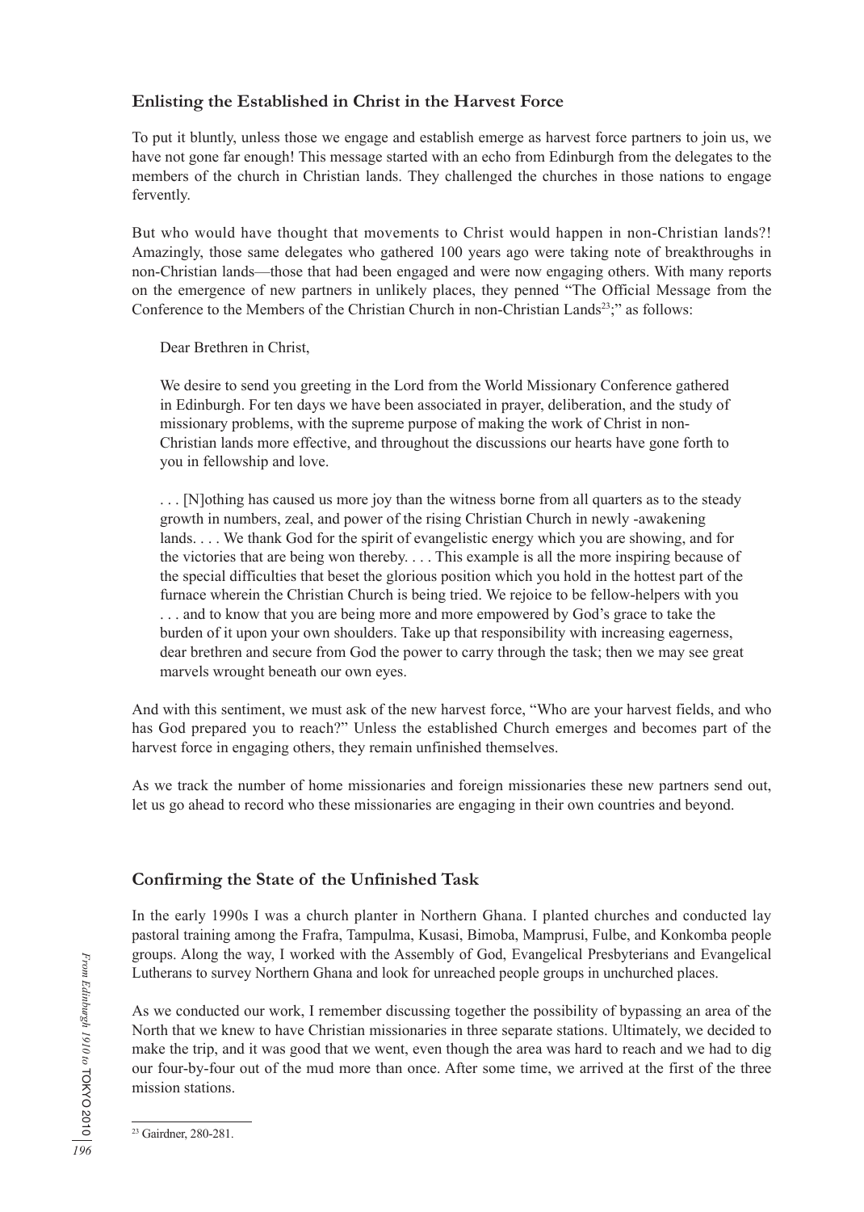### Enlisting the Established in Christ in the Harvest Force

To put it bluntly, unless those we engage and establish emerge as harvest force partners to join us, we have not gone far enough! This message started with an echo from Edinburgh from the delegates to the members of the church in Christian lands. They challenged the churches in those nations to engage fervently.

But who would have thought that movements to Christ would happen in non-Christian lands?! Amazingly, those same delegates who gathered 100 years ago were taking note of breakthroughs in non-Christian lands—those that had been engaged and were now engaging others. With many reports on the emergence of new partners in unlikely places, they penned "The Official Message from the Conference to the Members of the Christian Church in non-Christian Lands[23];" as follows:

> Dear Brethren in Christ,
>
> We desire to send you greeting in the Lord from the World Missionary Conference gathered in Edinburgh. For ten days we have been associated in prayer, deliberation, and the study of missionary problems, with the supreme purpose of making the work of Christ in non-Christian lands more effective, and throughout the discussions our hearts have gone forth to you in fellowship and love.
>
> . . . [N]othing has caused us more joy than the witness borne from all quarters as to the steady growth in numbers, zeal, and power of the rising Christian Church in newly -awakening lands. . . . We thank God for the spirit of evangelistic energy which you are showing, and for the victories that are being won thereby. . . . This example is all the more inspiring because of the special difficulties that beset the glorious position which you hold in the hottest part of the furnace wherein the Christian Church is being tried. We rejoice to be fellow-helpers with you . . . and to know that you are being more and more empowered by God's grace to take the burden of it upon your own shoulders. Take up that responsibility with increasing eagerness, dear brethren and secure from God the power to carry through the task; then we may see great marvels wrought beneath our own eyes.

And with this sentiment, we must ask of the new harvest force, "Who are your harvest fields, and who has God prepared you to reach?" Unless the established Church emerges and becomes part of the harvest force in engaging others, they remain unfinished themselves.

As we track the number of home missionaries and foreign missionaries these new partners send out, let us go ahead to record who these missionaries are engaging in their own countries and beyond.

### Confirming the State of the Unfinished Task

In the early 1990s I was a church planter in Northern Ghana. I planted churches and conducted lay pastoral training among the Frafra, Tampulma, Kusasi, Bimoba, Mamprusi, Fulbe, and Konkomba people groups. Along the way, I worked with the Assembly of God, Evangelical Presbyterians and Evangelical Lutherans to survey Northern Ghana and look for unreached people groups in unchurched places.

As we conducted our work, I remember discussing together the possibility of bypassing an area of the North that we knew to have Christian missionaries in three separate stations. Ultimately, we decided to make the trip, and it was good that we went, even though the area was hard to reach and we had to dig our four-by-four out of the mud more than once. After some time, we arrived at the first of the three mission stations.

---

[23] Gairdner, 280-281.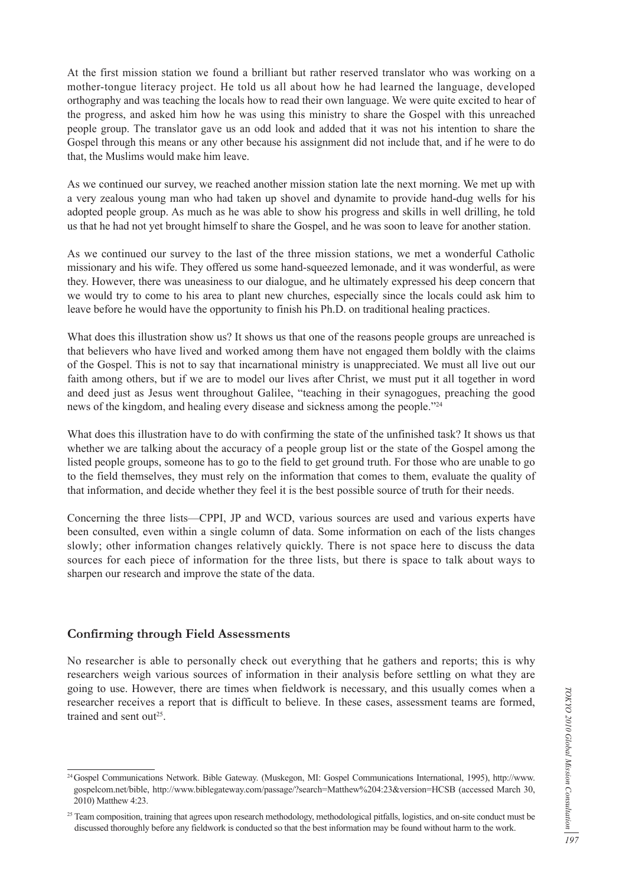At the first mission station we found a brilliant but rather reserved translator who was working on a mother-tongue literacy project. He told us all about how he had learned the language, developed orthography and was teaching the locals how to read their own language. We were quite excited to hear of the progress, and asked him how he was using this ministry to share the Gospel with this unreached people group. The translator gave us an odd look and added that it was not his intention to share the Gospel through this means or any other because his assignment did not include that, and if he were to do that, the Muslims would make him leave.

As we continued our survey, we reached another mission station late the next morning. We met up with a very zealous young man who had taken up shovel and dynamite to provide hand-dug wells for his adopted people group. As much as he was able to show his progress and skills in well drilling, he told us that he had not yet brought himself to share the Gospel, and he was soon to leave for another station.

As we continued our survey to the last of the three mission stations, we met a wonderful Catholic missionary and his wife. They offered us some hand-squeezed lemonade, and it was wonderful, as were they. However, there was uneasiness to our dialogue, and he ultimately expressed his deep concern that we would try to come to his area to plant new churches, especially since the locals could ask him to leave before he would have the opportunity to finish his Ph.D. on traditional healing practices.

What does this illustration show us? It shows us that one of the reasons people groups are unreached is that believers who have lived and worked among them have not engaged them boldly with the claims of the Gospel. This is not to say that incarnational ministry is unappreciated. We must all live out our faith among others, but if we are to model our lives after Christ, we must put it all together in word and deed just as Jesus went throughout Galilee, "teaching in their synagogues, preaching the good news of the kingdom, and healing every disease and sickness among the people."[24]

What does this illustration have to do with confirming the state of the unfinished task? It shows us that whether we are talking about the accuracy of a people group list or the state of the Gospel among the listed people groups, someone has to go to the field to get ground truth. For those who are unable to go to the field themselves, they must rely on the information that comes to them, evaluate the quality of that information, and decide whether they feel it is the best possible source of truth for their needs.

Concerning the three lists—CPPI, JP and WCD, various sources are used and various experts have been consulted, even within a single column of data. Some information on each of the lists changes slowly; other information changes relatively quickly. There is not space here to discuss the data sources for each piece of information for the three lists, but there is space to talk about ways to sharpen our research and improve the state of the data.

## Confirming through Field Assessments

No researcher is able to personally check out everything that he gathers and reports; this is why researchers weigh various sources of information in their analysis before settling on what they are going to use. However, there are times when fieldwork is necessary, and this usually comes when a researcher receives a report that is difficult to believe. In these cases, assessment teams are formed, trained and sent out[25].

---

[24] Gospel Communications Network. Bible Gateway. (Muskegon, MI: Gospel Communications International, 1995), http://www.gospelcom.net/bible, http://www.biblegateway.com/passage/?search=Matthew%204:23&version=HCSB (accessed March 30, 2010) Matthew 4:23.

[25] Team composition, training that agrees upon research methodology, methodological pitfalls, logistics, and on-site conduct must be discussed thoroughly before any fieldwork is conducted so that the best information may be found without harm to the work.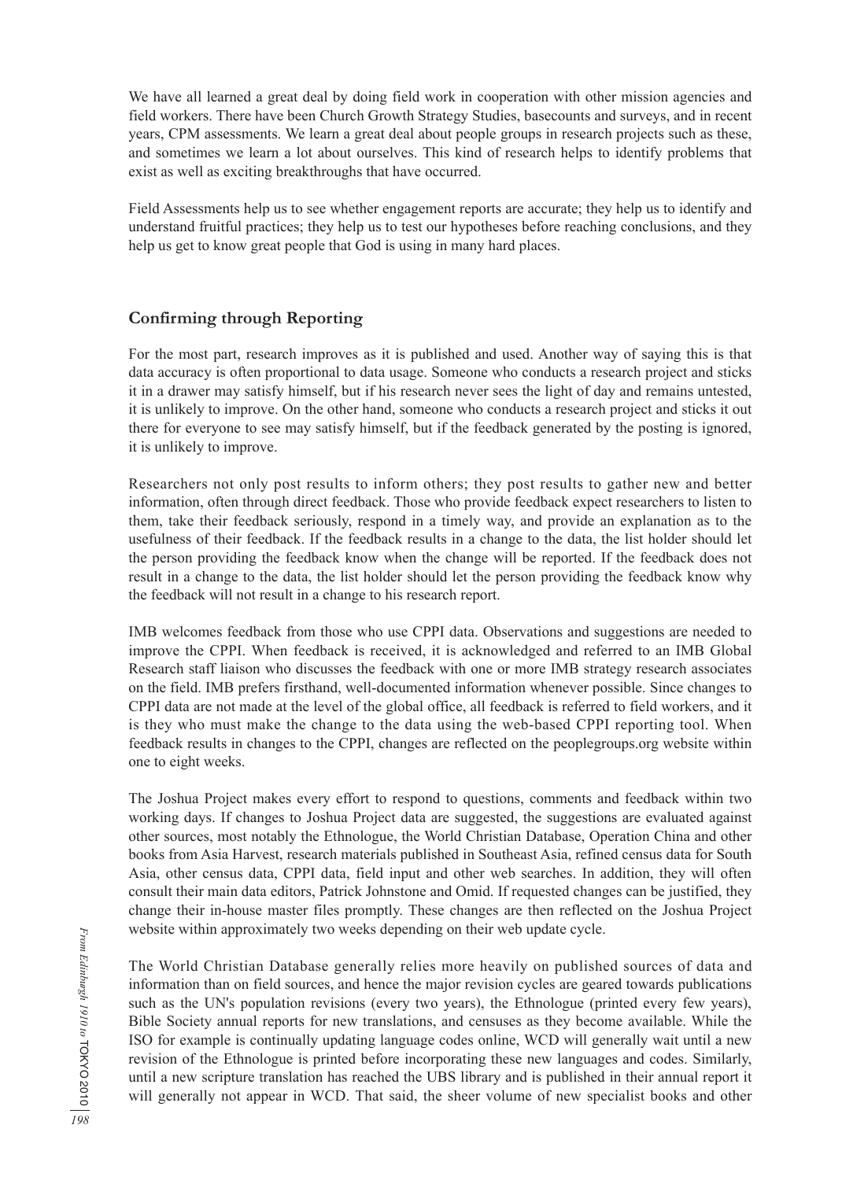We have all learned a great deal by doing field work in cooperation with other mission agencies and field workers. There have been Church Growth Strategy Studies, basecounts and surveys, and in recent years, CPM assessments. We learn a great deal about people groups in research projects such as these, and sometimes we learn a lot about ourselves. This kind of research helps to identify problems that exist as well as exciting breakthroughs that have occurred.

Field Assessments help us to see whether engagement reports are accurate; they help us to identify and understand fruitful practices; they help us to test our hypotheses before reaching conclusions, and they help us get to know great people that God is using in many hard places.

## Confirming through Reporting

For the most part, research improves as it is published and used. Another way of saying this is that data accuracy is often proportional to data usage. Someone who conducts a research project and sticks it in a drawer may satisfy himself, but if his research never sees the light of day and remains untested, it is unlikely to improve. On the other hand, someone who conducts a research project and sticks it out there for everyone to see may satisfy himself, but if the feedback generated by the posting is ignored, it is unlikely to improve.

Researchers not only post results to inform others; they post results to gather new and better information, often through direct feedback. Those who provide feedback expect researchers to listen to them, take their feedback seriously, respond in a timely way, and provide an explanation as to the usefulness of their feedback. If the feedback results in a change to the data, the list holder should let the person providing the feedback know when the change will be reported. If the feedback does not result in a change to the data, the list holder should let the person providing the feedback know why the feedback will not result in a change to his research report.

IMB welcomes feedback from those who use CPPI data. Observations and suggestions are needed to improve the CPPI. When feedback is received, it is acknowledged and referred to an IMB Global Research staff liaison who discusses the feedback with one or more IMB strategy research associates on the field. IMB prefers firsthand, well-documented information whenever possible. Since changes to CPPI data are not made at the level of the global office, all feedback is referred to field workers, and it is they who must make the change to the data using the web-based CPPI reporting tool. When feedback results in changes to the CPPI, changes are reflected on the peoplegroups.org website within one to eight weeks.

The Joshua Project makes every effort to respond to questions, comments and feedback within two working days. If changes to Joshua Project data are suggested, the suggestions are evaluated against other sources, most notably the Ethnologue, the World Christian Database, Operation China and other books from Asia Harvest, research materials published in Southeast Asia, refined census data for South Asia, other census data, CPPI data, field input and other web searches. In addition, they will often consult their main data editors, Patrick Johnstone and Omid. If requested changes can be justified, they change their in-house master files promptly. These changes are then reflected on the Joshua Project website within approximately two weeks depending on their web update cycle.

The World Christian Database generally relies more heavily on published sources of data and information than on field sources, and hence the major revision cycles are geared towards publications such as the UN's population revisions (every two years), the Ethnologue (printed every few years), Bible Society annual reports for new translations, and censuses as they become available. While the ISO for example is continually updating language codes online, WCD will generally wait until a new revision of the Ethnologue is printed before incorporating these new languages and codes. Similarly, until a new scripture translation has reached the UBS library and is published in their annual report it will generally not appear in WCD. That said, the sheer volume of new specialist books and other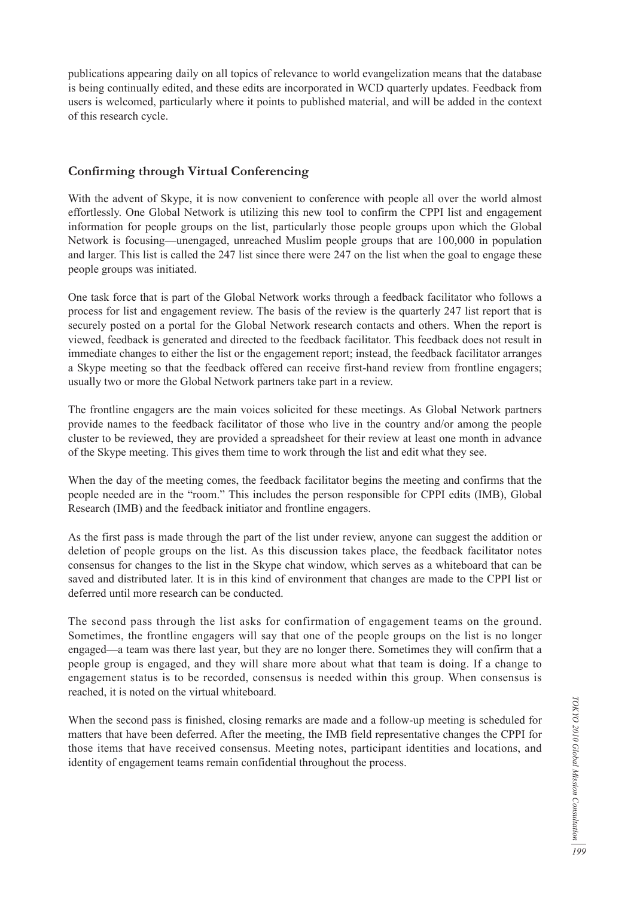publications appearing daily on all topics of relevance to world evangelization means that the database is being continually edited, and these edits are incorporated in WCD quarterly updates. Feedback from users is welcomed, particularly where it points to published material, and will be added in the context of this research cycle.

## Confirming through Virtual Conferencing

With the advent of Skype, it is now convenient to conference with people all over the world almost effortlessly. One Global Network is utilizing this new tool to confirm the CPPI list and engagement information for people groups on the list, particularly those people groups upon which the Global Network is focusing—unengaged, unreached Muslim people groups that are 100,000 in population and larger. This list is called the 247 list since there were 247 on the list when the goal to engage these people groups was initiated.

One task force that is part of the Global Network works through a feedback facilitator who follows a process for list and engagement review. The basis of the review is the quarterly 247 list report that is securely posted on a portal for the Global Network research contacts and others. When the report is viewed, feedback is generated and directed to the feedback facilitator. This feedback does not result in immediate changes to either the list or the engagement report; instead, the feedback facilitator arranges a Skype meeting so that the feedback offered can receive first-hand review from frontline engagers; usually two or more the Global Network partners take part in a review.

The frontline engagers are the main voices solicited for these meetings. As Global Network partners provide names to the feedback facilitator of those who live in the country and/or among the people cluster to be reviewed, they are provided a spreadsheet for their review at least one month in advance of the Skype meeting. This gives them time to work through the list and edit what they see.

When the day of the meeting comes, the feedback facilitator begins the meeting and confirms that the people needed are in the "room." This includes the person responsible for CPPI edits (IMB), Global Research (IMB) and the feedback initiator and frontline engagers.

As the first pass is made through the part of the list under review, anyone can suggest the addition or deletion of people groups on the list. As this discussion takes place, the feedback facilitator notes consensus for changes to the list in the Skype chat window, which serves as a whiteboard that can be saved and distributed later. It is in this kind of environment that changes are made to the CPPI list or deferred until more research can be conducted.

The second pass through the list asks for confirmation of engagement teams on the ground. Sometimes, the frontline engagers will say that one of the people groups on the list is no longer engaged—a team was there last year, but they are no longer there. Sometimes they will confirm that a people group is engaged, and they will share more about what that team is doing. If a change to engagement status is to be recorded, consensus is needed within this group. When consensus is reached, it is noted on the virtual whiteboard.

When the second pass is finished, closing remarks are made and a follow-up meeting is scheduled for matters that have been deferred. After the meeting, the IMB field representative changes the CPPI for those items that have received consensus. Meeting notes, participant identities and locations, and identity of engagement teams remain confidential throughout the process.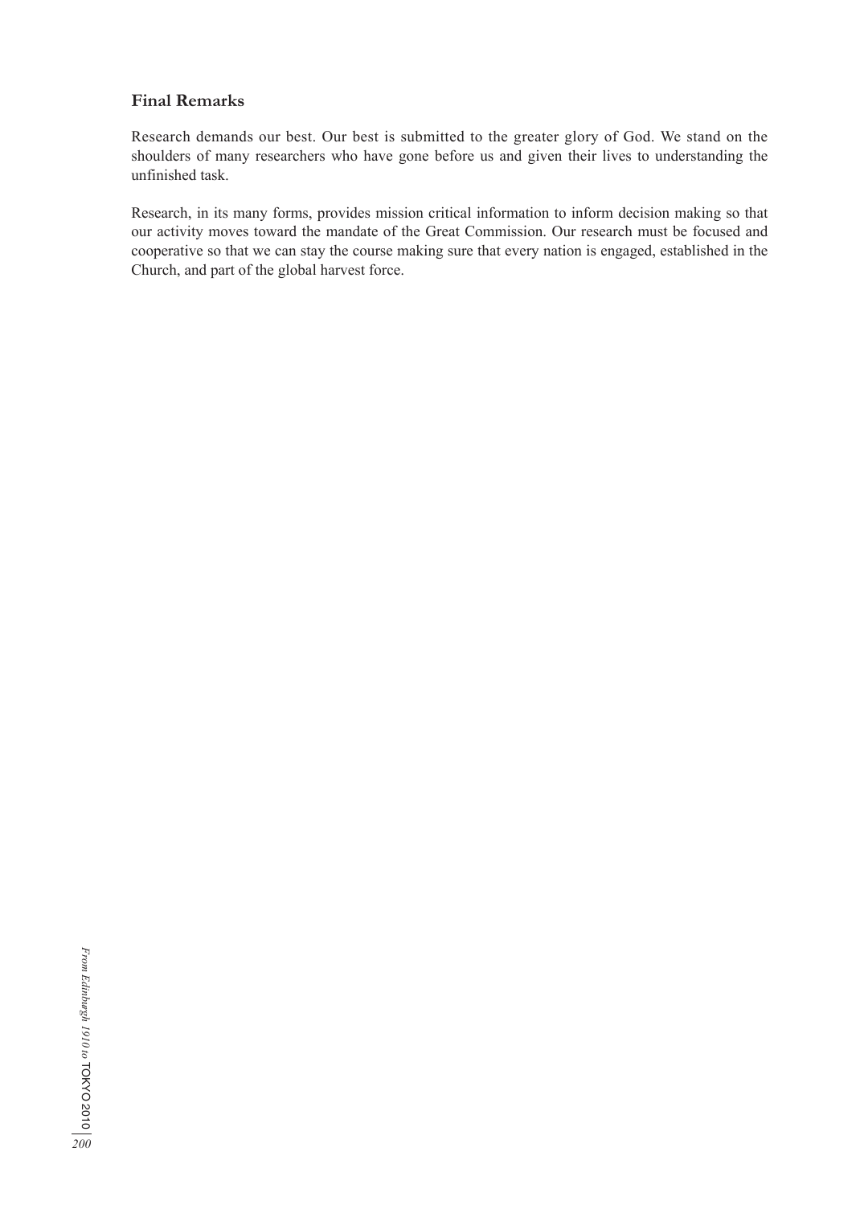### Final Remarks

Research demands our best. Our best is submitted to the greater glory of God. We stand on the shoulders of many researchers who have gone before us and given their lives to understanding the unfinished task.

Research, in its many forms, provides mission critical information to inform decision making so that our activity moves toward the mandate of the Great Commission. Our research must be focused and cooperative so that we can stay the course making sure that every nation is engaged, established in the Church, and part of the global harvest force.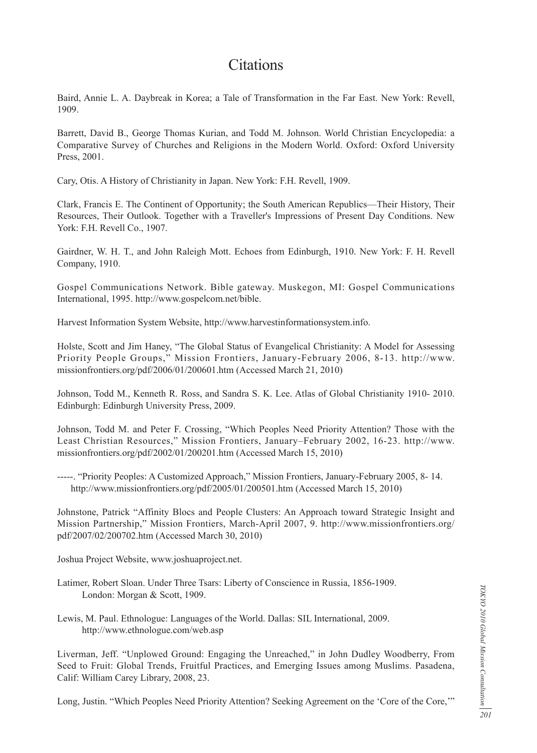# Citations

Baird, Annie L. A. Daybreak in Korea; a Tale of Transformation in the Far East. New York: Revell, 1909.

Barrett, David B., George Thomas Kurian, and Todd M. Johnson. World Christian Encyclopedia: a Comparative Survey of Churches and Religions in the Modern World. Oxford: Oxford University Press, 2001.

Cary, Otis. A History of Christianity in Japan. New York: F.H. Revell, 1909.

Clark, Francis E. The Continent of Opportunity; the South American Republics—Their History, Their Resources, Their Outlook. Together with a Traveller's Impressions of Present Day Conditions. New York: F.H. Revell Co., 1907.

Gairdner, W. H. T., and John Raleigh Mott. Echoes from Edinburgh, 1910. New York: F. H. Revell Company, 1910.

Gospel Communications Network. Bible gateway. Muskegon, MI: Gospel Communications International, 1995. http://www.gospelcom.net/bible.

Harvest Information System Website, http://www.harvestinformationsystem.info.

Holste, Scott and Jim Haney, "The Global Status of Evangelical Christianity: A Model for Assessing Priority People Groups," Mission Frontiers, January-February 2006, 8-13. http://www.missionfrontiers.org/pdf/2006/01/200601.htm (Accessed March 21, 2010)

Johnson, Todd M., Kenneth R. Ross, and Sandra S. K. Lee. Atlas of Global Christianity 1910- 2010. Edinburgh: Edinburgh University Press, 2009.

Johnson, Todd M. and Peter F. Crossing, "Which Peoples Need Priority Attention? Those with the Least Christian Resources," Mission Frontiers, January–February 2002, 16-23. http://www.missionfrontiers.org/pdf/2002/01/200201.htm (Accessed March 15, 2010)

-----. "Priority Peoples: A Customized Approach," Mission Frontiers, January-February 2005, 8- 14. http://www.missionfrontiers.org/pdf/2005/01/200501.htm (Accessed March 15, 2010)

Johnstone, Patrick "Affinity Blocs and People Clusters: An Approach toward Strategic Insight and Mission Partnership," Mission Frontiers, March-April 2007, 9. http://www.missionfrontiers.org/pdf/2007/02/200702.htm (Accessed March 30, 2010)

Joshua Project Website, www.joshuaproject.net.

Latimer, Robert Sloan. Under Three Tsars: Liberty of Conscience in Russia, 1856-1909. London: Morgan & Scott, 1909.

Lewis, M. Paul. Ethnologue: Languages of the World. Dallas: SIL International, 2009. http://www.ethnologue.com/web.asp

Liverman, Jeff. "Unplowed Ground: Engaging the Unreached," in John Dudley Woodberry, From Seed to Fruit: Global Trends, Fruitful Practices, and Emerging Issues among Muslims. Pasadena, Calif: William Carey Library, 2008, 23.

Long, Justin. "Which Peoples Need Priority Attention? Seeking Agreement on the 'Core of the Core,'"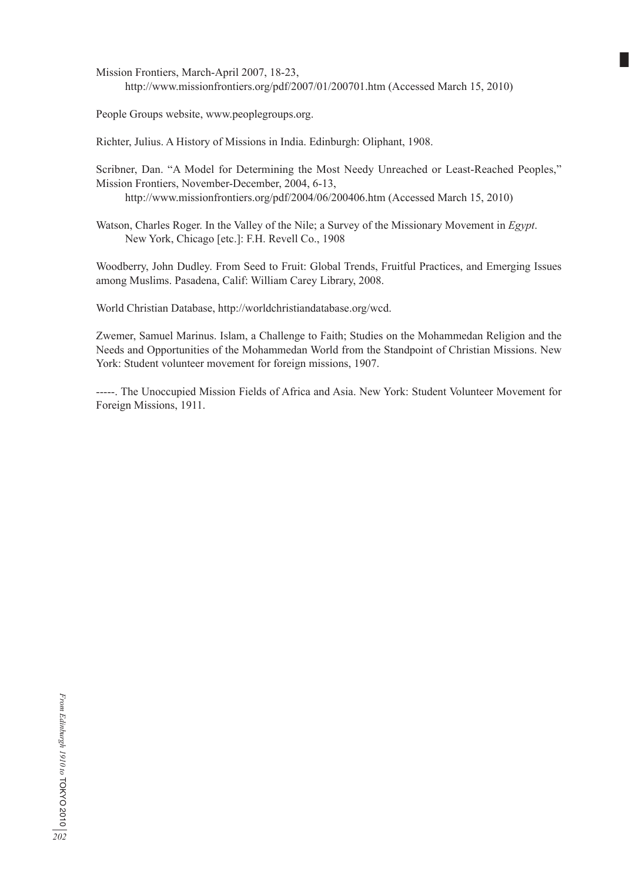Mission Frontiers, March-April 2007, 18-23,
http://www.missionfrontiers.org/pdf/2007/01/200701.htm (Accessed March 15, 2010)

People Groups website, www.peoplegroups.org.

Richter, Julius. A History of Missions in India. Edinburgh: Oliphant, 1908.

Scribner, Dan. "A Model for Determining the Most Needy Unreached or Least-Reached Peoples," Mission Frontiers, November-December, 2004, 6-13,
http://www.missionfrontiers.org/pdf/2004/06/200406.htm (Accessed March 15, 2010)

Watson, Charles Roger. In the Valley of the Nile; a Survey of the Missionary Movement in *Egypt*. New York, Chicago [etc.]: F.H. Revell Co., 1908

Woodberry, John Dudley. From Seed to Fruit: Global Trends, Fruitful Practices, and Emerging Issues among Muslims. Pasadena, Calif: William Carey Library, 2008.

World Christian Database, http://worldchristiandatabase.org/wcd.

Zwemer, Samuel Marinus. Islam, a Challenge to Faith; Studies on the Mohammedan Religion and the Needs and Opportunities of the Mohammedan World from the Standpoint of Christian Missions. New York: Student volunteer movement for foreign missions, 1907.

-----. The Unoccupied Mission Fields of Africa and Asia. New York: Student Volunteer Movement for Foreign Missions, 1911.